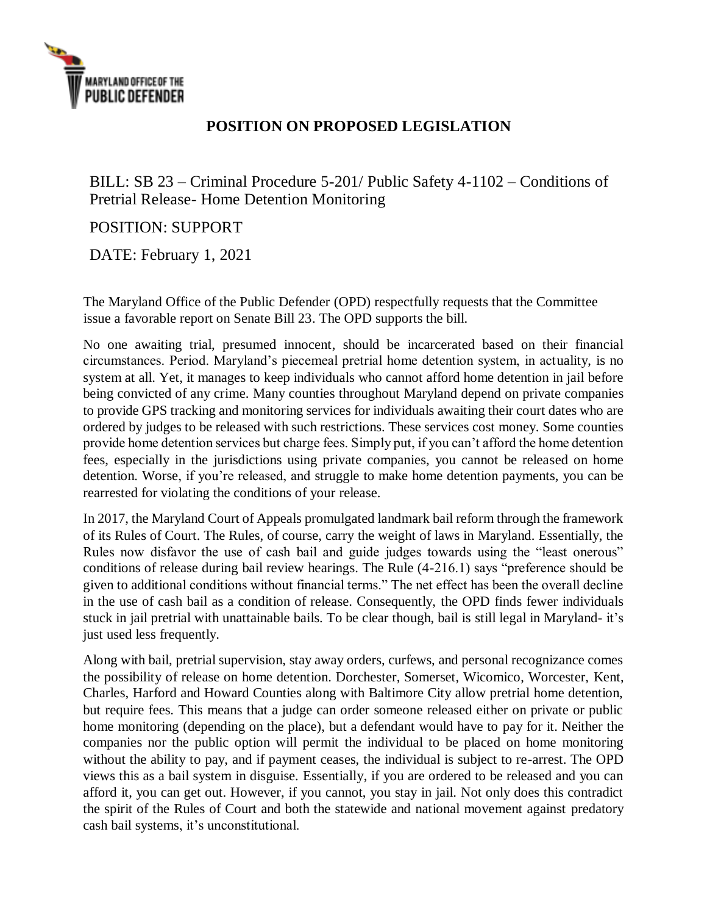MARYLAND OFFICE OF THE PUBLIC DEFENDER

## POSITION ON PROPOSED LEGISLATION

BILL: SB 23 – Criminal Procedure 5-201/ Public Safety 4-1102 – Conditions of Pretrial Release- Home Detention Monitoring

POSITION: SUPPORT

DATE: February 1, 2021

The Maryland Office of the Public Defender (OPD) respectfully requests that the Committee issue a favorable report on Senate Bill 23. The OPD supports the bill.

No one awaiting trial, presumed innocent, should be incarcerated based on their financial circumstances. Period. Maryland's piecemeal pretrial home detention system, in actuality, is no system at all. Yet, it manages to keep individuals who cannot afford home detention in jail before being convicted of any crime. Many counties throughout Maryland depend on private companies to provide GPS tracking and monitoring services for individuals awaiting their court dates who are ordered by judges to be released with such restrictions. These services cost money. Some counties provide home detention services but charge fees. Simply put, if you can't afford the home detention fees, especially in the jurisdictions using private companies, you cannot be released on home detention. Worse, if you're released, and struggle to make home detention payments, you can be rearrested for violating the conditions of your release.

In 2017, the Maryland Court of Appeals promulgated landmark bail reform through the framework of its Rules of Court. The Rules, of course, carry the weight of laws in Maryland. Essentially, the Rules now disfavor the use of cash bail and guide judges towards using the "least onerous" conditions of release during bail review hearings. The Rule (4-216.1) says "preference should be given to additional conditions without financial terms." The net effect has been the overall decline in the use of cash bail as a condition of release. Consequently, the OPD finds fewer individuals stuck in jail pretrial with unattainable bails. To be clear though, bail is still legal in Maryland- it's just used less frequently.

Along with bail, pretrial supervision, stay away orders, curfews, and personal recognizance comes the possibility of release on home detention. Dorchester, Somerset, Wicomico, Worcester, Kent, Charles, Harford and Howard Counties along with Baltimore City allow pretrial home detention, but require fees. This means that a judge can order someone released either on private or public home monitoring (depending on the place), but a defendant would have to pay for it. Neither the companies nor the public option will permit the individual to be placed on home monitoring without the ability to pay, and if payment ceases, the individual is subject to re-arrest. The OPD views this as a bail system in disguise. Essentially, if you are ordered to be released and you can afford it, you can get out. However, if you cannot, you stay in jail. Not only does this contradict the spirit of the Rules of Court and both the statewide and national movement against predatory cash bail systems, it's unconstitutional.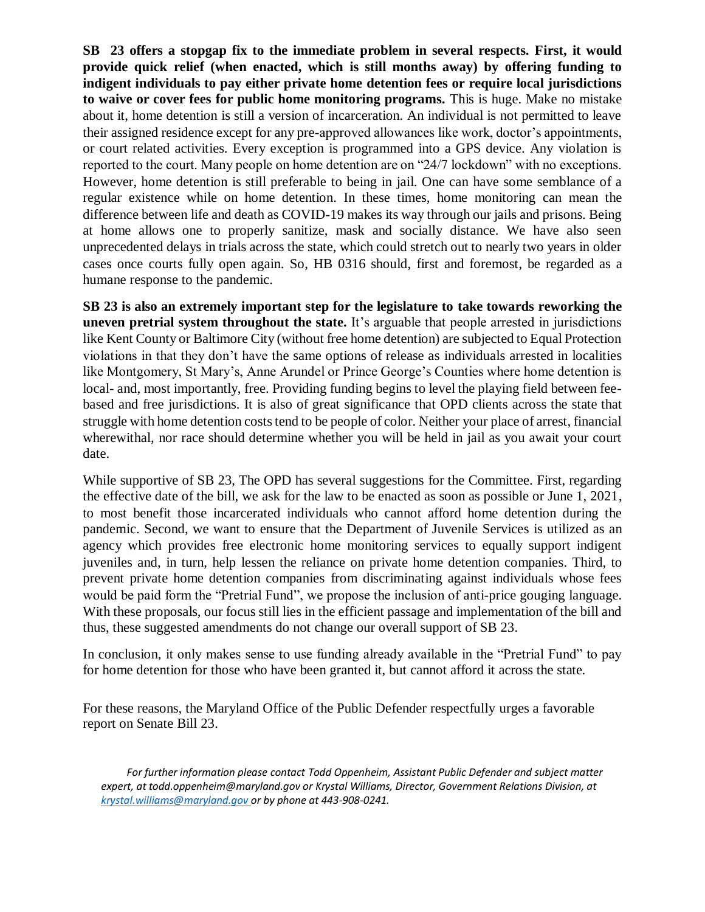**SB 23 offers a stopgap fix to the immediate problem in several respects. First, it would provide quick relief (when enacted, which is still months away) by offering funding to indigent individuals to pay either private home detention fees or require local jurisdictions to waive or cover fees for public home monitoring programs.** This is huge. Make no mistake about it, home detention is still a version of incarceration. An individual is not permitted to leave their assigned residence except for any pre-approved allowances like work, doctor's appointments, or court related activities. Every exception is programmed into a GPS device. Any violation is reported to the court. Many people on home detention are on "24/7 lockdown" with no exceptions. However, home detention is still preferable to being in jail. One can have some semblance of a regular existence while on home detention. In these times, home monitoring can mean the difference between life and death as COVID-19 makes its way through our jails and prisons. Being at home allows one to properly sanitize, mask and socially distance. We have also seen unprecedented delays in trials across the state, which could stretch out to nearly two years in older cases once courts fully open again. So, HB 0316 should, first and foremost, be regarded as a humane response to the pandemic.

**SB 23 is also an extremely important step for the legislature to take towards reworking the uneven pretrial system throughout the state.** It's arguable that people arrested in jurisdictions like Kent County or Baltimore City (without free home detention) are subjected to Equal Protection violations in that they don't have the same options of release as individuals arrested in localities like Montgomery, St Mary's, Anne Arundel or Prince George's Counties where home detention is local- and, most importantly, free. Providing funding begins to level the playing field between fee-based and free jurisdictions. It is also of great significance that OPD clients across the state that struggle with home detention costs tend to be people of color. Neither your place of arrest, financial wherewithal, nor race should determine whether you will be held in jail as you await your court date.

While supportive of SB 23, The OPD has several suggestions for the Committee. First, regarding the effective date of the bill, we ask for the law to be enacted as soon as possible or June 1, 2021, to most benefit those incarcerated individuals who cannot afford home detention during the pandemic. Second, we want to ensure that the Department of Juvenile Services is utilized as an agency which provides free electronic home monitoring services to equally support indigent juveniles and, in turn, help lessen the reliance on private home detention companies. Third, to prevent private home detention companies from discriminating against individuals whose fees would be paid form the "Pretrial Fund", we propose the inclusion of anti-price gouging language. With these proposals, our focus still lies in the efficient passage and implementation of the bill and thus, these suggested amendments do not change our overall support of SB 23.

In conclusion, it only makes sense to use funding already available in the "Pretrial Fund" to pay for home detention for those who have been granted it, but cannot afford it across the state.

For these reasons, the Maryland Office of the Public Defender respectfully urges a favorable report on Senate Bill 23.

*For further information please contact Todd Oppenheim, Assistant Public Defender and subject matter expert, at todd.oppenheim@maryland.gov or Krystal Williams, Director, Government Relations Division, at krystal.williams@maryland.gov or by phone at 443-908-0241.*